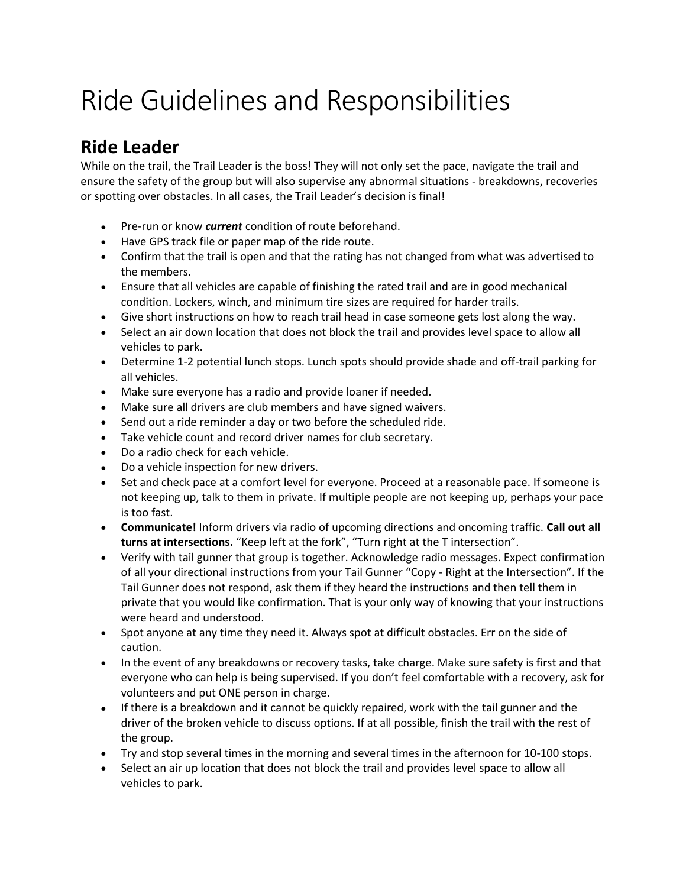# Ride Guidelines and Responsibilities

## Ride Leader

While on the trail, the Trail Leader is the boss! They will not only set the pace, navigate the trail and ensure the safety of the group but will also supervise any abnormal situations - breakdowns, recoveries or spotting over obstacles. In all cases, the Trail Leader's decision is final!

- Pre-run or know ***current*** condition of route beforehand.
- Have GPS track file or paper map of the ride route.
- Confirm that the trail is open and that the rating has not changed from what was advertised to the members.
- Ensure that all vehicles are capable of finishing the rated trail and are in good mechanical condition. Lockers, winch, and minimum tire sizes are required for harder trails.
- Give short instructions on how to reach trail head in case someone gets lost along the way.
- Select an air down location that does not block the trail and provides level space to allow all vehicles to park.
- Determine 1-2 potential lunch stops. Lunch spots should provide shade and off-trail parking for all vehicles.
- Make sure everyone has a radio and provide loaner if needed.
- Make sure all drivers are club members and have signed waivers.
- Send out a ride reminder a day or two before the scheduled ride.
- Take vehicle count and record driver names for club secretary.
- Do a radio check for each vehicle.
- Do a vehicle inspection for new drivers.
- Set and check pace at a comfort level for everyone. Proceed at a reasonable pace. If someone is not keeping up, talk to them in private. If multiple people are not keeping up, perhaps your pace is too fast.
- **Communicate!** Inform drivers via radio of upcoming directions and oncoming traffic. **Call out all turns at intersections.** "Keep left at the fork", "Turn right at the T intersection".
- Verify with tail gunner that group is together. Acknowledge radio messages. Expect confirmation of all your directional instructions from your Tail Gunner "Copy - Right at the Intersection". If the Tail Gunner does not respond, ask them if they heard the instructions and then tell them in private that you would like confirmation. That is your only way of knowing that your instructions were heard and understood.
- Spot anyone at any time they need it. Always spot at difficult obstacles. Err on the side of caution.
- In the event of any breakdowns or recovery tasks, take charge. Make sure safety is first and that everyone who can help is being supervised. If you don't feel comfortable with a recovery, ask for volunteers and put ONE person in charge.
- If there is a breakdown and it cannot be quickly repaired, work with the tail gunner and the driver of the broken vehicle to discuss options. If at all possible, finish the trail with the rest of the group.
- Try and stop several times in the morning and several times in the afternoon for 10-100 stops.
- Select an air up location that does not block the trail and provides level space to allow all vehicles to park.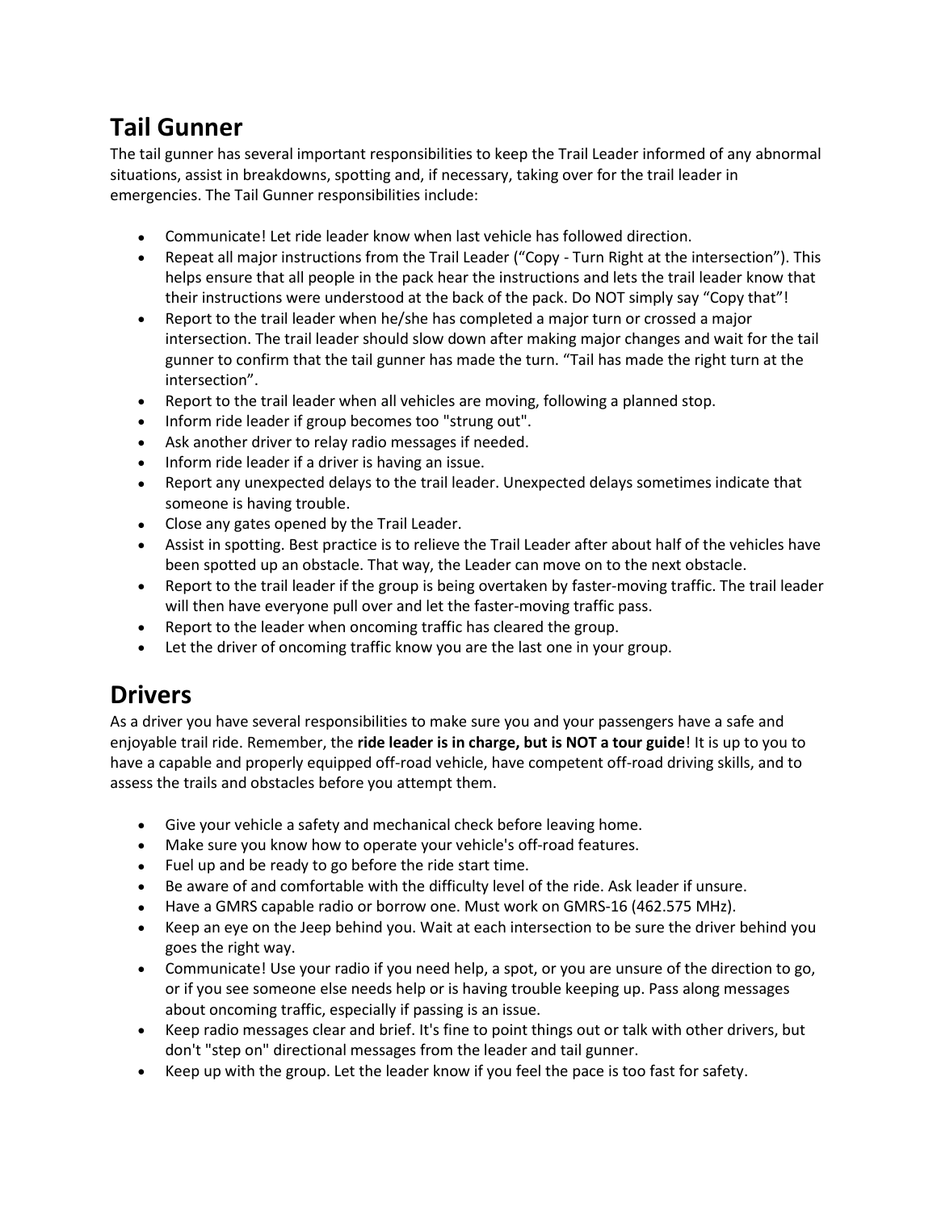## Tail Gunner

The tail gunner has several important responsibilities to keep the Trail Leader informed of any abnormal situations, assist in breakdowns, spotting and, if necessary, taking over for the trail leader in emergencies. The Tail Gunner responsibilities include:

- Communicate! Let ride leader know when last vehicle has followed direction.
- Repeat all major instructions from the Trail Leader ("Copy - Turn Right at the intersection"). This helps ensure that all people in the pack hear the instructions and lets the trail leader know that their instructions were understood at the back of the pack. Do NOT simply say "Copy that"!
- Report to the trail leader when he/she has completed a major turn or crossed a major intersection. The trail leader should slow down after making major changes and wait for the tail gunner to confirm that the tail gunner has made the turn. "Tail has made the right turn at the intersection".
- Report to the trail leader when all vehicles are moving, following a planned stop.
- Inform ride leader if group becomes too "strung out".
- Ask another driver to relay radio messages if needed.
- Inform ride leader if a driver is having an issue.
- Report any unexpected delays to the trail leader. Unexpected delays sometimes indicate that someone is having trouble.
- Close any gates opened by the Trail Leader.
- Assist in spotting. Best practice is to relieve the Trail Leader after about half of the vehicles have been spotted up an obstacle. That way, the Leader can move on to the next obstacle.
- Report to the trail leader if the group is being overtaken by faster-moving traffic. The trail leader will then have everyone pull over and let the faster-moving traffic pass.
- Report to the leader when oncoming traffic has cleared the group.
- Let the driver of oncoming traffic know you are the last one in your group.

## Drivers

As a driver you have several responsibilities to make sure you and your passengers have a safe and enjoyable trail ride. Remember, the **ride leader is in charge, but is NOT a tour guide**! It is up to you to have a capable and properly equipped off-road vehicle, have competent off-road driving skills, and to assess the trails and obstacles before you attempt them.

- Give your vehicle a safety and mechanical check before leaving home.
- Make sure you know how to operate your vehicle's off-road features.
- Fuel up and be ready to go before the ride start time.
- Be aware of and comfortable with the difficulty level of the ride. Ask leader if unsure.
- Have a GMRS capable radio or borrow one. Must work on GMRS-16 (462.575 MHz).
- Keep an eye on the Jeep behind you. Wait at each intersection to be sure the driver behind you goes the right way.
- Communicate! Use your radio if you need help, a spot, or you are unsure of the direction to go, or if you see someone else needs help or is having trouble keeping up. Pass along messages about oncoming traffic, especially if passing is an issue.
- Keep radio messages clear and brief. It's fine to point things out or talk with other drivers, but don't "step on" directional messages from the leader and tail gunner.
- Keep up with the group. Let the leader know if you feel the pace is too fast for safety.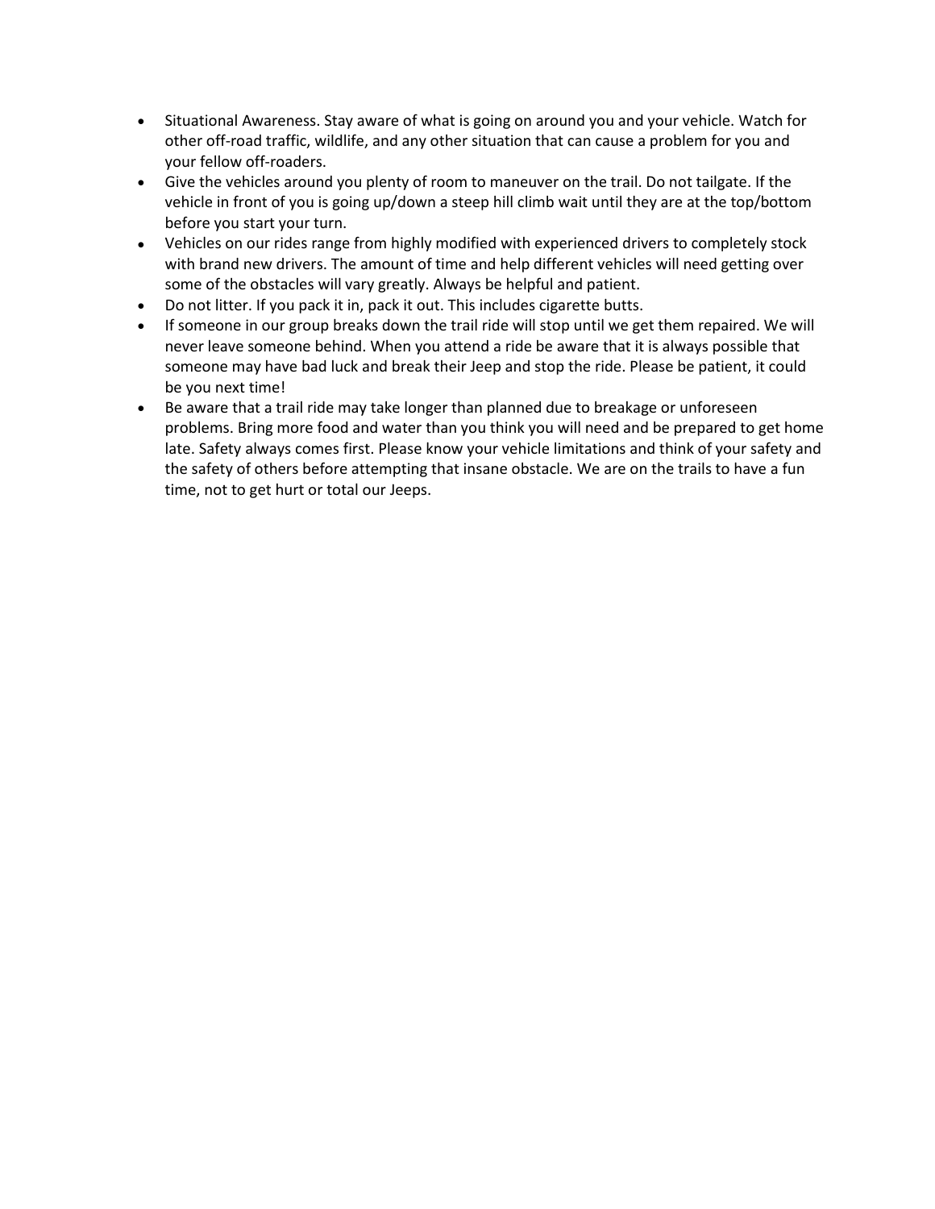- Situational Awareness. Stay aware of what is going on around you and your vehicle. Watch for other off-road traffic, wildlife, and any other situation that can cause a problem for you and your fellow off-roaders.
- Give the vehicles around you plenty of room to maneuver on the trail. Do not tailgate. If the vehicle in front of you is going up/down a steep hill climb wait until they are at the top/bottom before you start your turn.
- Vehicles on our rides range from highly modified with experienced drivers to completely stock with brand new drivers. The amount of time and help different vehicles will need getting over some of the obstacles will vary greatly. Always be helpful and patient.
- Do not litter. If you pack it in, pack it out. This includes cigarette butts.
- If someone in our group breaks down the trail ride will stop until we get them repaired. We will never leave someone behind. When you attend a ride be aware that it is always possible that someone may have bad luck and break their Jeep and stop the ride. Please be patient, it could be you next time!
- Be aware that a trail ride may take longer than planned due to breakage or unforeseen problems. Bring more food and water than you think you will need and be prepared to get home late. Safety always comes first. Please know your vehicle limitations and think of your safety and the safety of others before attempting that insane obstacle. We are on the trails to have a fun time, not to get hurt or total our Jeeps.